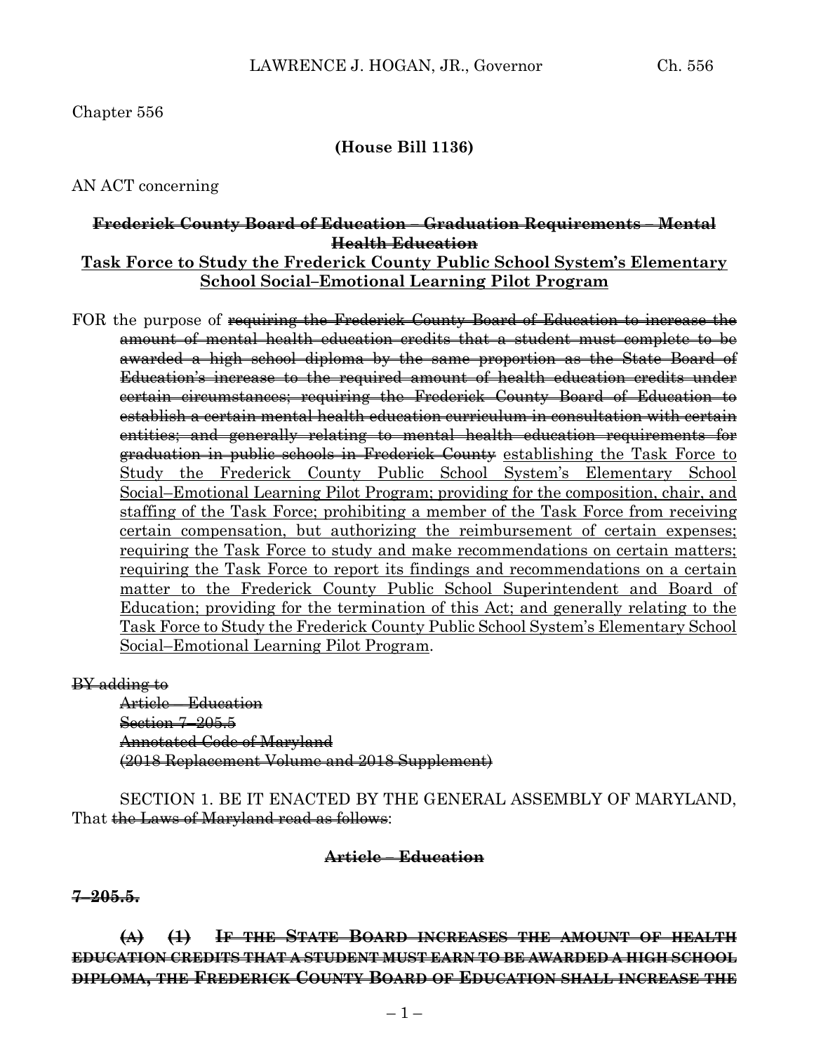Chapter 556

**(House Bill 1136)**

AN ACT concerning

**~~Frederick County Board of Education – Graduation Requirements – Mental Health Education~~**

**<u>Task Force to Study the Frederick County Public School System's Elementary School Social–Emotional Learning Pilot Program</u>**

FOR the purpose of ~~requiring the Frederick County Board of Education to increase the amount of mental health education credits that a student must complete to be awarded a high school diploma by the same proportion as the State Board of Education's increase to the required amount of health education credits under certain circumstances; requiring the Frederick County Board of Education to establish a certain mental health education curriculum in consultation with certain entities; and generally relating to mental health education requirements for graduation in public schools in Frederick County~~ <u>establishing the Task Force to Study the Frederick County Public School System's Elementary School Social–Emotional Learning Pilot Program; providing for the composition, chair, and staffing of the Task Force; prohibiting a member of the Task Force from receiving certain compensation, but authorizing the reimbursement of certain expenses; requiring the Task Force to study and make recommendations on certain matters; requiring the Task Force to report its findings and recommendations on a certain matter to the Frederick County Public School Superintendent and Board of Education; providing for the termination of this Act; and generally relating to the Task Force to Study the Frederick County Public School System's Elementary School Social–Emotional Learning Pilot Program</u>.

~~BY adding to~~
~~Article – Education~~
~~Section 7–205.5~~
~~Annotated Code of Maryland~~
~~(2018 Replacement Volume and 2018 Supplement)~~

SECTION 1. BE IT ENACTED BY THE GENERAL ASSEMBLY OF MARYLAND, That ~~the Laws of Maryland read as follows~~:

**~~Article – Education~~**

**~~7–205.5.~~**

**~~(A) (1) IF THE STATE BOARD INCREASES THE AMOUNT OF HEALTH EDUCATION CREDITS THAT A STUDENT MUST EARN TO BE AWARDED A HIGH SCHOOL DIPLOMA, THE FREDERICK COUNTY BOARD OF EDUCATION SHALL INCREASE THE~~**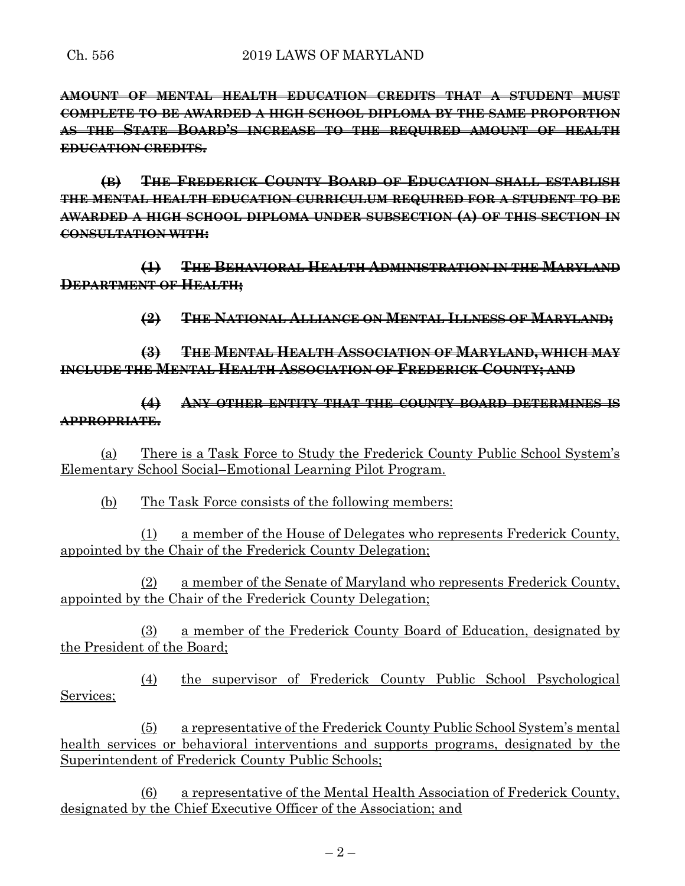~~**AMOUNT OF MENTAL HEALTH EDUCATION CREDITS THAT A STUDENT MUST COMPLETE TO BE AWARDED A HIGH SCHOOL DIPLOMA BY THE SAME PROPORTION AS THE STATE BOARD'S INCREASE TO THE REQUIRED AMOUNT OF HEALTH EDUCATION CREDITS.**~~

~~**(B) THE FREDERICK COUNTY BOARD OF EDUCATION SHALL ESTABLISH THE MENTAL HEALTH EDUCATION CURRICULUM REQUIRED FOR A STUDENT TO BE AWARDED A HIGH SCHOOL DIPLOMA UNDER SUBSECTION (A) OF THIS SECTION IN CONSULTATION WITH:**~~

~~**(1) THE BEHAVIORAL HEALTH ADMINISTRATION IN THE MARYLAND DEPARTMENT OF HEALTH;**~~

~~**(2) THE NATIONAL ALLIANCE ON MENTAL ILLNESS OF MARYLAND;**~~

~~**(3) THE MENTAL HEALTH ASSOCIATION OF MARYLAND, WHICH MAY INCLUDE THE MENTAL HEALTH ASSOCIATION OF FREDERICK COUNTY; AND**~~

~~**(4) ANY OTHER ENTITY THAT THE COUNTY BOARD DETERMINES IS APPROPRIATE.**~~

<u>(a) There is a Task Force to Study the Frederick County Public School System's Elementary School Social–Emotional Learning Pilot Program.</u>

<u>(b) The Task Force consists of the following members:</u>

<u>(1) a member of the House of Delegates who represents Frederick County, appointed by the Chair of the Frederick County Delegation;</u>

<u>(2) a member of the Senate of Maryland who represents Frederick County, appointed by the Chair of the Frederick County Delegation;</u>

<u>(3) a member of the Frederick County Board of Education, designated by the President of the Board;</u>

<u>(4) the supervisor of Frederick County Public School Psychological Services;</u>

<u>(5) a representative of the Frederick County Public School System's mental health services or behavioral interventions and supports programs, designated by the Superintendent of Frederick County Public Schools;</u>

<u>(6) a representative of the Mental Health Association of Frederick County, designated by the Chief Executive Officer of the Association; and</u>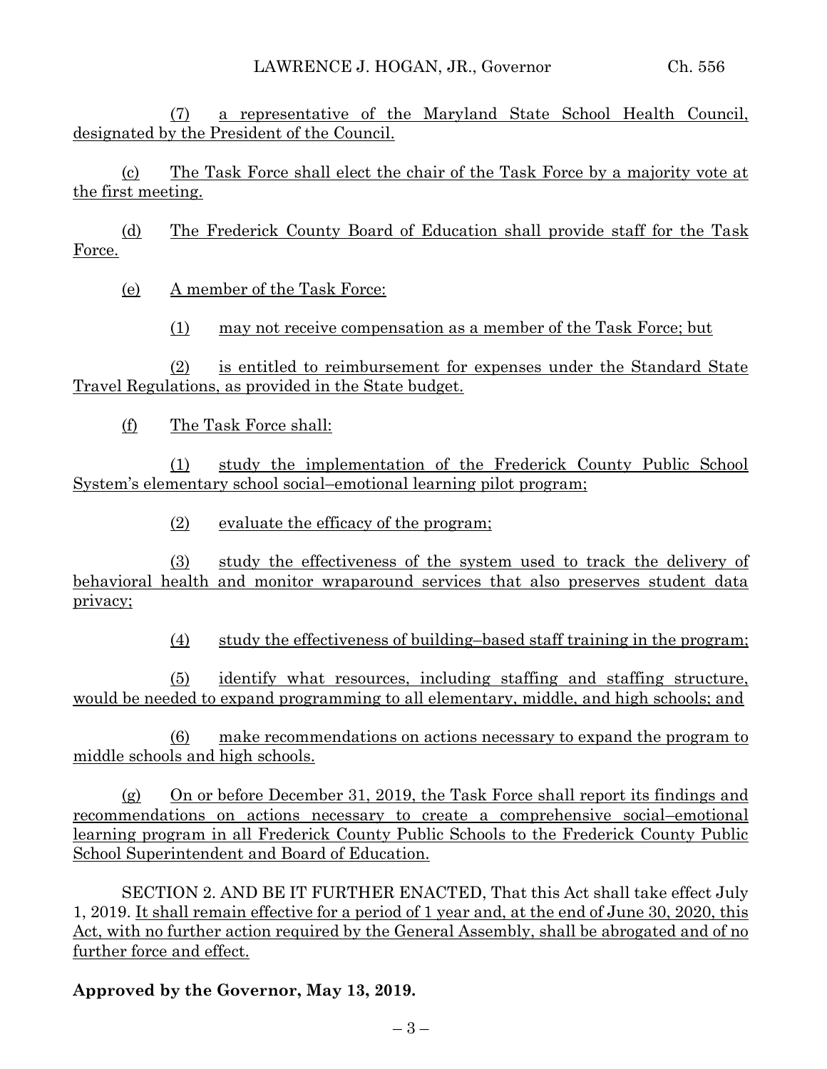(7) a representative of the Maryland State School Health Council, designated by the President of the Council.

(c) The Task Force shall elect the chair of the Task Force by a majority vote at the first meeting.

(d) The Frederick County Board of Education shall provide staff for the Task Force.

(e) A member of the Task Force:

(1) may not receive compensation as a member of the Task Force; but

(2) is entitled to reimbursement for expenses under the Standard State Travel Regulations, as provided in the State budget.

(f) The Task Force shall:

(1) study the implementation of the Frederick County Public School System's elementary school social–emotional learning pilot program;

(2) evaluate the efficacy of the program;

(3) study the effectiveness of the system used to track the delivery of behavioral health and monitor wraparound services that also preserves student data privacy;

(4) study the effectiveness of building–based staff training in the program;

(5) identify what resources, including staffing and staffing structure, would be needed to expand programming to all elementary, middle, and high schools; and

(6) make recommendations on actions necessary to expand the program to middle schools and high schools.

(g) On or before December 31, 2019, the Task Force shall report its findings and recommendations on actions necessary to create a comprehensive social–emotional learning program in all Frederick County Public Schools to the Frederick County Public School Superintendent and Board of Education.

SECTION 2. AND BE IT FURTHER ENACTED, That this Act shall take effect July 1, 2019. It shall remain effective for a period of 1 year and, at the end of June 30, 2020, this Act, with no further action required by the General Assembly, shall be abrogated and of no further force and effect.

**Approved by the Governor, May 13, 2019.**